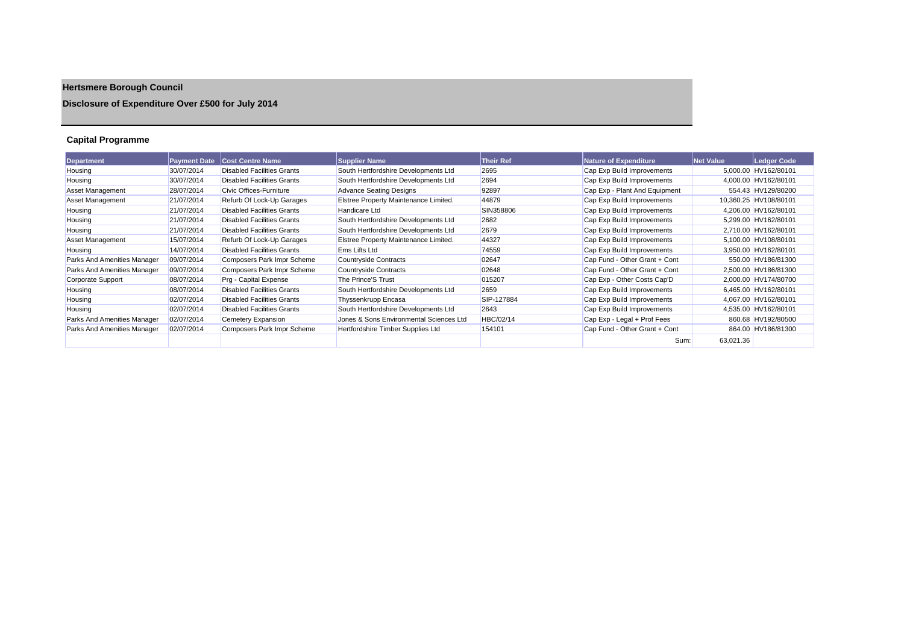# Hertsmere Borough Council

## Disclosure of Expenditure Over £500 for July 2014

### Capital Programme

| Department | Payment Date | Cost Centre Name | Supplier Name | Their Ref | Nature of Expenditure | Net Value | Ledger Code |
|---|---|---|---|---|---|---|---|
| Housing | 30/07/2014 | Disabled Facilities Grants | South Hertfordshire Developments Ltd | 2695 | Cap Exp Build Improvements | 5,000.00 | HV162/80101 |
| Housing | 30/07/2014 | Disabled Facilities Grants | South Hertfordshire Developments Ltd | 2694 | Cap Exp Build Improvements | 4,000.00 | HV162/80101 |
| Asset Management | 28/07/2014 | Civic Offices-Furniture | Advance Seating Designs | 92897 | Cap Exp - Plant And Equipment | 554.43 | HV129/80200 |
| Asset Management | 21/07/2014 | Refurb Of Lock-Up Garages | Elstree Property Maintenance Limited. | 44879 | Cap Exp Build Improvements | 10,360.25 | HV108/80101 |
| Housing | 21/07/2014 | Disabled Facilities Grants | Handicare Ltd | SIN358806 | Cap Exp Build Improvements | 4,206.00 | HV162/80101 |
| Housing | 21/07/2014 | Disabled Facilities Grants | South Hertfordshire Developments Ltd | 2682 | Cap Exp Build Improvements | 5,299.00 | HV162/80101 |
| Housing | 21/07/2014 | Disabled Facilities Grants | South Hertfordshire Developments Ltd | 2679 | Cap Exp Build Improvements | 2,710.00 | HV162/80101 |
| Asset Management | 15/07/2014 | Refurb Of Lock-Up Garages | Elstree Property Maintenance Limited. | 44327 | Cap Exp Build Improvements | 5,100.00 | HV108/80101 |
| Housing | 14/07/2014 | Disabled Facilities Grants | Ems Lifts Ltd | 74559 | Cap Exp Build Improvements | 3,950.00 | HV162/80101 |
| Parks And Amenities Manager | 09/07/2014 | Composers Park Impr Scheme | Countryside Contracts | 02647 | Cap Fund - Other Grant + Cont | 550.00 | HV186/81300 |
| Parks And Amenities Manager | 09/07/2014 | Composers Park Impr Scheme | Countryside Contracts | 02648 | Cap Fund - Other Grant + Cont | 2,500.00 | HV186/81300 |
| Corporate Support | 08/07/2014 | Prg - Capital Expense | The Prince'S Trust | 015207 | Cap Exp - Other Costs Cap'D | 2,000.00 | HV174/80700 |
| Housing | 08/07/2014 | Disabled Facilities Grants | South Hertfordshire Developments Ltd | 2659 | Cap Exp Build Improvements | 6,465.00 | HV162/80101 |
| Housing | 02/07/2014 | Disabled Facilities Grants | Thyssenkrupp Encasa | SIP-127884 | Cap Exp Build Improvements | 4,067.00 | HV162/80101 |
| Housing | 02/07/2014 | Disabled Facilities Grants | South Hertfordshire Developments Ltd | 2643 | Cap Exp Build Improvements | 4,535.00 | HV162/80101 |
| Parks And Amenities Manager | 02/07/2014 | Cemetery Expansion | Jones & Sons Environmental Sciences Ltd | HBC/02/14 | Cap Exp - Legal + Prof Fees | 860.68 | HV192/80500 |
| Parks And Amenities Manager | 02/07/2014 | Composers Park Impr Scheme | Hertfordshire Timber Supplies Ltd | 154101 | Cap Fund - Other Grant + Cont | 864.00 | HV186/81300 |
| | | | | | Sum: | 63,021.36 | |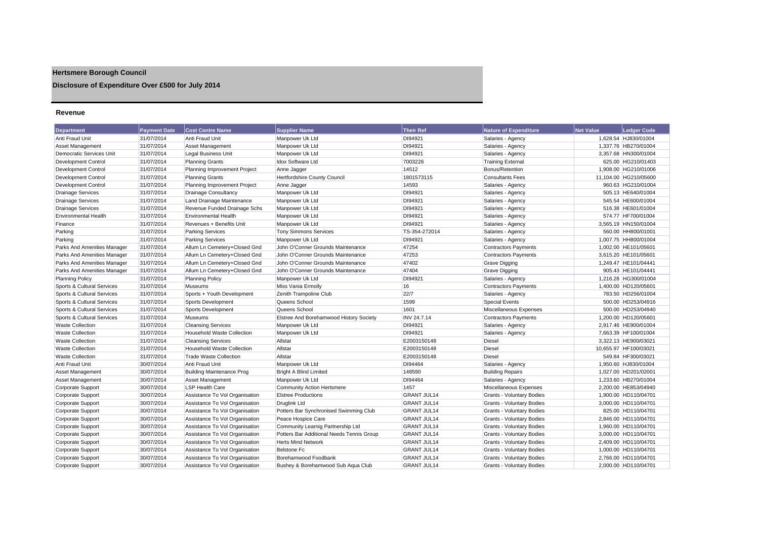# Hertsmere Borough Council

## Disclosure of Expenditure Over £500 for July 2014

### Revenue

| Department | Payment Date | Cost Centre Name | Supplier Name | Their Ref | Nature of Expenditure | Net Value | Ledger Code |
|---|---|---|---|---|---|---|---|
| Anti Fraud Unit | 31/07/2014 | Anti Fraud Unit | Manpower Uk Ltd | DI94921 | Salaries - Agency | 1,628.54 | HJ830/01004 |
| Asset Management | 31/07/2014 | Asset Management | Manpower Uk Ltd | DI94921 | Salaries - Agency | 1,337.76 | HB270/01004 |
| Democratic Services Unit | 31/07/2014 | Legal Business Unit | Manpower Uk Ltd | DI94921 | Salaries - Agency | 3,357.68 | HN300/01004 |
| Development Control | 31/07/2014 | Planning Grants | Idox Software Ltd | 7003226 | Training External | 625.00 | HG210/01403 |
| Development Control | 31/07/2014 | Planning Improvement Project | Anne Jagger | 14512 | Bonus/Retention | 1,908.00 | HG210/01006 |
| Development Control | 31/07/2014 | Planning Grants | Hertfordshire County Council | 1801573115 | Consultants Fees | 11,104.00 | HG210/05600 |
| Development Control | 31/07/2014 | Planning Improvement Project | Anne Jagger | 14593 | Salaries - Agency | 960.63 | HG210/01004 |
| Drainage Services | 31/07/2014 | Drainage Consultancy | Manpower Uk Ltd | DI94921 | Salaries - Agency | 505.13 | HE640/01004 |
| Drainage Services | 31/07/2014 | Land Drainage Maintenance | Manpower Uk Ltd | DI94921 | Salaries - Agency | 545.54 | HE600/01004 |
| Drainage Services | 31/07/2014 | Revenue Funded Drainage Schs | Manpower Uk Ltd | DI94921 | Salaries - Agency | 516.38 | HE601/01004 |
| Environmental Health | 31/07/2014 | Environmental Health | Manpower Uk Ltd | DI94921 | Salaries - Agency | 574.77 | HF700/01004 |
| Finance | 31/07/2014 | Revenues + Benefits Unit | Manpower Uk Ltd | DI94921 | Salaries - Agency | 3,565.19 | HN150/01004 |
| Parking | 31/07/2014 | Parking Services | Tony Simmons Services | TS-354-272014 | Salaries - Agency | 560.00 | HH800/01001 |
| Parking | 31/07/2014 | Parking Services | Manpower Uk Ltd | DI94921 | Salaries - Agency | 1,007.75 | HH800/01004 |
| Parks And Amenities Manager | 31/07/2014 | Allum Ln Cemetery+Closed Gnd | John O'Conner Grounds Maintenance | 47254 | Contractors Payments | 1,002.00 | HE101/05601 |
| Parks And Amenities Manager | 31/07/2014 | Allum Ln Cemetery+Closed Gnd | John O'Conner Grounds Maintenance | 47253 | Contractors Payments | 3,615.20 | HE101/05601 |
| Parks And Amenities Manager | 31/07/2014 | Allum Ln Cemetery+Closed Gnd | John O'Conner Grounds Maintenance | 47402 | Grave Digging | 1,249.47 | HE101/04441 |
| Parks And Amenities Manager | 31/07/2014 | Allum Ln Cemetery+Closed Gnd | John O'Conner Grounds Maintenance | 47404 | Grave Digging | 905.43 | HE101/04441 |
| Planning Policy | 31/07/2014 | Planning Policy | Manpower Uk Ltd | DI94921 | Salaries - Agency | 1,216.28 | HG300/01004 |
| Sports & Cultural Services | 31/07/2014 | Museums | Miss Vania Ermolly | 16 | Contractors Payments | 1,400.00 | HD120/05601 |
| Sports & Cultural Services | 31/07/2014 | Sports + Youth Development | Zenith Trampoline Club | 22/7 | Salaries - Agency | 783.50 | HD256/01004 |
| Sports & Cultural Services | 31/07/2014 | Sports Development | Queens School | 1599 | Special Events | 500.00 | HD253/04916 |
| Sports & Cultural Services | 31/07/2014 | Sports Development | Queens School | 1601 | Miscellaneous Expenses | 500.00 | HD253/04940 |
| Sports & Cultural Services | 31/07/2014 | Museums | Elstree And Borehamwood History Society | INV 24.7.14 | Contractors Payments | 1,200.00 | HD120/05601 |
| Waste Collection | 31/07/2014 | Cleansing Services | Manpower Uk Ltd | DI94921 | Salaries - Agency | 2,917.46 | HE900/01004 |
| Waste Collection | 31/07/2014 | Household Waste Collection | Manpower Uk Ltd | DI94921 | Salaries - Agency | 7,663.39 | HF100/01004 |
| Waste Collection | 31/07/2014 | Cleansing Services | Allstar | E2003150148 | Diesel | 3,322.13 | HE900/03021 |
| Waste Collection | 31/07/2014 | Household Waste Collection | Allstar | E2003150148 | Diesel | 10,655.97 | HF100/03021 |
| Waste Collection | 31/07/2014 | Trade Waste Collection | Allstar | E2003150148 | Diesel | 549.84 | HF300/03021 |
| Anti Fraud Unit | 30/07/2014 | Anti Fraud Unit | Manpower Uk Ltd | DI94464 | Salaries - Agency | 1,950.60 | HJ830/01004 |
| Asset Management | 30/07/2014 | Building Maintenance Prog | Bright A Blind Limited | 148590 | Building Repairs | 1,027.00 | HD201/02001 |
| Asset Management | 30/07/2014 | Asset Management | Manpower Uk Ltd | DI94464 | Salaries - Agency | 1,233.60 | HB270/01004 |
| Corporate Support | 30/07/2014 | LSP Health Care | Community Action Hertsmere | 1457 | Miscellaneous Expenses | 2,200.00 | HE853/04940 |
| Corporate Support | 30/07/2014 | Assistance To Vol Organisation | Elstree Productions | GRANT JUL14 | Grants - Voluntary Bodies | 1,900.00 | HD110/04701 |
| Corporate Support | 30/07/2014 | Assistance To Vol Organisation | Druglink Ltd | GRANT JUL14 | Grants - Voluntary Bodies | 3,000.00 | HD110/04701 |
| Corporate Support | 30/07/2014 | Assistance To Vol Organisation | Potters Bar Synchronised Swimming Club | GRANT JUL14 | Grants - Voluntary Bodies | 825.00 | HD110/04701 |
| Corporate Support | 30/07/2014 | Assistance To Vol Organisation | Peace Hospice Care | GRANT JUL14 | Grants - Voluntary Bodies | 2,846.00 | HD110/04701 |
| Corporate Support | 30/07/2014 | Assistance To Vol Organisation | Community Learnig Partnership Ltd | GRANT JUL14 | Grants - Voluntary Bodies | 1,960.00 | HD110/04701 |
| Corporate Support | 30/07/2014 | Assistance To Vol Organisation | Potters Bar Additional Needs Tennis Group | GRANT JUL14 | Grants - Voluntary Bodies | 3,000.00 | HD110/04701 |
| Corporate Support | 30/07/2014 | Assistance To Vol Organisation | Herts Mind Network | GRANT JUL14 | Grants - Voluntary Bodies | 2,409.00 | HD110/04701 |
| Corporate Support | 30/07/2014 | Assistance To Vol Organisation | Belstone Fc | GRANT JUL14 | Grants - Voluntary Bodies | 1,000.00 | HD110/04701 |
| Corporate Support | 30/07/2014 | Assistance To Vol Organisation | Borehamwood Foodbank | GRANT JUL14 | Grants - Voluntary Bodies | 2,766.00 | HD110/04701 |
| Corporate Support | 30/07/2014 | Assistance To Vol Organisation | Bushey & Borehamwood Sub Aqua Club | GRANT JUL14 | Grants - Voluntary Bodies | 2,000.00 | HD110/04701 |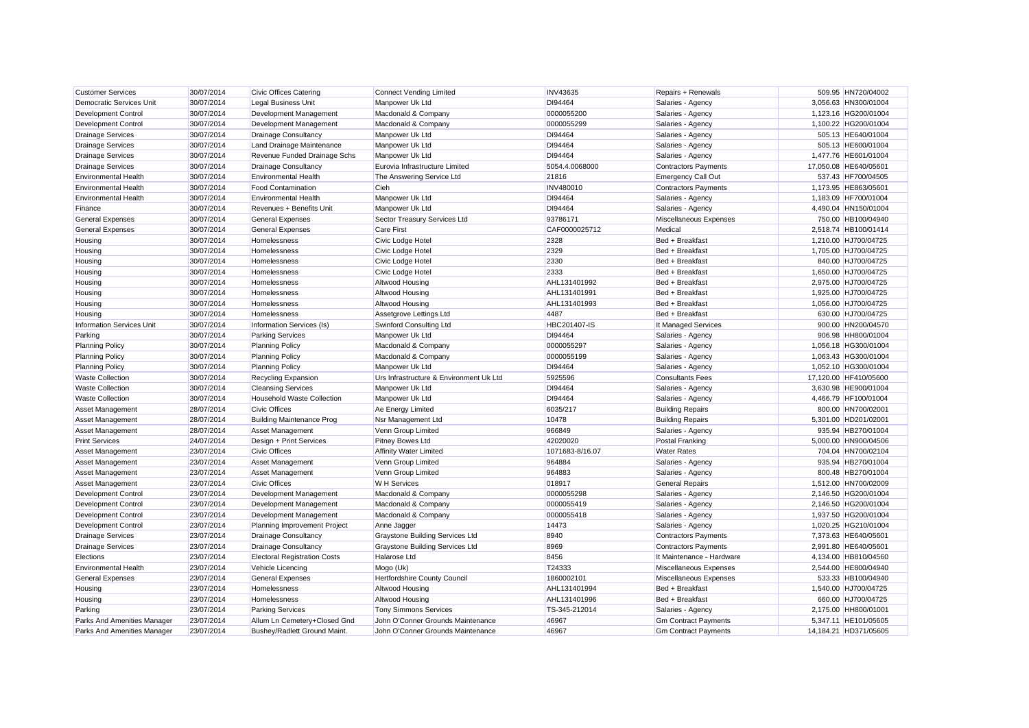| Customer Services | 30/07/2014 | Civic Offices Catering | Connect Vending Limited | INV43635 | Repairs + Renewals | 509.95 | HN720/04002 |
|---|---|---|---|---|---|---|---|
| Democratic Services Unit | 30/07/2014 | Legal Business Unit | Manpower Uk Ltd | DI94464 | Salaries - Agency | 3,056.63 | HN300/01004 |
| Development Control | 30/07/2014 | Development Management | Macdonald & Company | 0000055200 | Salaries - Agency | 1,123.16 | HG200/01004 |
| Development Control | 30/07/2014 | Development Management | Macdonald & Company | 0000055299 | Salaries - Agency | 1,100.22 | HG200/01004 |
| Drainage Services | 30/07/2014 | Drainage Consultancy | Manpower Uk Ltd | DI94464 | Salaries - Agency | 505.13 | HE640/01004 |
| Drainage Services | 30/07/2014 | Land Drainage Maintenance | Manpower Uk Ltd | DI94464 | Salaries - Agency | 505.13 | HE600/01004 |
| Drainage Services | 30/07/2014 | Revenue Funded Drainage Schs | Manpower Uk Ltd | DI94464 | Salaries - Agency | 1,477.76 | HE601/01004 |
| Drainage Services | 30/07/2014 | Drainage Consultancy | Eurovia Infrastructure Limited | 5054.4.0068000 | Contractors Payments | 17,050.08 | HE640/05601 |
| Environmental Health | 30/07/2014 | Environmental Health | The Answering Service Ltd | 21816 | Emergency Call Out | 537.43 | HF700/04505 |
| Environmental Health | 30/07/2014 | Food Contamination | Cieh | INV480010 | Contractors Payments | 1,173.95 | HE863/05601 |
| Environmental Health | 30/07/2014 | Environmental Health | Manpower Uk Ltd | DI94464 | Salaries - Agency | 1,183.09 | HF700/01004 |
| Finance | 30/07/2014 | Revenues + Benefits Unit | Manpower Uk Ltd | DI94464 | Salaries - Agency | 4,490.04 | HN150/01004 |
| General Expenses | 30/07/2014 | General Expenses | Sector Treasury Services Ltd | 93786171 | Miscellaneous Expenses | 750.00 | HB100/04940 |
| General Expenses | 30/07/2014 | General Expenses | Care First | CAF0000025712 | Medical | 2,518.74 | HB100/01414 |
| Housing | 30/07/2014 | Homelessness | Civic Lodge Hotel | 2328 | Bed + Breakfast | 1,210.00 | HJ700/04725 |
| Housing | 30/07/2014 | Homelessness | Civic Lodge Hotel | 2329 | Bed + Breakfast | 1,705.00 | HJ700/04725 |
| Housing | 30/07/2014 | Homelessness | Civic Lodge Hotel | 2330 | Bed + Breakfast | 840.00 | HJ700/04725 |
| Housing | 30/07/2014 | Homelessness | Civic Lodge Hotel | 2333 | Bed + Breakfast | 1,650.00 | HJ700/04725 |
| Housing | 30/07/2014 | Homelessness | Altwood Housing | AHL131401992 | Bed + Breakfast | 2,975.00 | HJ700/04725 |
| Housing | 30/07/2014 | Homelessness | Altwood Housing | AHL131401991 | Bed + Breakfast | 1,925.00 | HJ700/04725 |
| Housing | 30/07/2014 | Homelessness | Altwood Housing | AHL131401993 | Bed + Breakfast | 1,056.00 | HJ700/04725 |
| Housing | 30/07/2014 | Homelessness | Assetgrove Lettings Ltd | 4487 | Bed + Breakfast | 630.00 | HJ700/04725 |
| Information Services Unit | 30/07/2014 | Information Services (Is) | Swinford Consulting Ltd | HBC201407-IS | It Managed Services | 900.00 | HN200/04570 |
| Parking | 30/07/2014 | Parking Services | Manpower Uk Ltd | DI94464 | Salaries - Agency | 906.98 | HH800/01004 |
| Planning Policy | 30/07/2014 | Planning Policy | Macdonald & Company | 0000055297 | Salaries - Agency | 1,056.18 | HG300/01004 |
| Planning Policy | 30/07/2014 | Planning Policy | Macdonald & Company | 0000055199 | Salaries - Agency | 1,063.43 | HG300/01004 |
| Planning Policy | 30/07/2014 | Planning Policy | Manpower Uk Ltd | DI94464 | Salaries - Agency | 1,052.10 | HG300/01004 |
| Waste Collection | 30/07/2014 | Recycling Expansion | Urs Infrastructure & Environment Uk Ltd | 5925596 | Consultants Fees | 17,120.00 | HF410/05600 |
| Waste Collection | 30/07/2014 | Cleansing Services | Manpower Uk Ltd | DI94464 | Salaries - Agency | 3,630.98 | HE900/01004 |
| Waste Collection | 30/07/2014 | Household Waste Collection | Manpower Uk Ltd | DI94464 | Salaries - Agency | 4,466.79 | HF100/01004 |
| Asset Management | 28/07/2014 | Civic Offices | Ae Energy Limited | 6035/217 | Building Repairs | 800.00 | HN700/02001 |
| Asset Management | 28/07/2014 | Building Maintenance Prog | Nsr Management Ltd | 10478 | Building Repairs | 5,301.00 | HD201/02001 |
| Asset Management | 28/07/2014 | Asset Management | Venn Group Limited | 966849 | Salaries - Agency | 935.94 | HB270/01004 |
| Print Services | 24/07/2014 | Design + Print Services | Pitney Bowes Ltd | 42020020 | Postal Franking | 5,000.00 | HN900/04506 |
| Asset Management | 23/07/2014 | Civic Offices | Affinity Water Limited | 1071683-8/16.07 | Water Rates | 704.04 | HN700/02104 |
| Asset Management | 23/07/2014 | Asset Management | Venn Group Limited | 964884 | Salaries - Agency | 935.94 | HB270/01004 |
| Asset Management | 23/07/2014 | Asset Management | Venn Group Limited | 964883 | Salaries - Agency | 800.48 | HB270/01004 |
| Asset Management | 23/07/2014 | Civic Offices | W H Services | 018917 | General Repairs | 1,512.00 | HN700/02009 |
| Development Control | 23/07/2014 | Development Management | Macdonald & Company | 0000055298 | Salaries - Agency | 2,146.50 | HG200/01004 |
| Development Control | 23/07/2014 | Development Management | Macdonald & Company | 0000055419 | Salaries - Agency | 2,146.50 | HG200/01004 |
| Development Control | 23/07/2014 | Development Management | Macdonald & Company | 0000055418 | Salaries - Agency | 1,937.50 | HG200/01004 |
| Development Control | 23/07/2014 | Planning Improvement Project | Anne Jagger | 14473 | Salaries - Agency | 1,020.25 | HG210/01004 |
| Drainage Services | 23/07/2014 | Drainage Consultancy | Graystone Building Services Ltd | 8940 | Contractors Payments | 7,373.63 | HE640/05601 |
| Drainage Services | 23/07/2014 | Drainage Consultancy | Graystone Building Services Ltd | 8969 | Contractors Payments | 2,991.80 | HE640/05601 |
| Elections | 23/07/2014 | Electoral Registration Costs | Halarose Ltd | 8456 | It Maintenance - Hardware | 4,134.00 | HB810/04560 |
| Environmental Health | 23/07/2014 | Vehicle Licencing | Mogo (Uk) | T24333 | Miscellaneous Expenses | 2,544.00 | HE800/04940 |
| General Expenses | 23/07/2014 | General Expenses | Hertfordshire County Council | 1860002101 | Miscellaneous Expenses | 533.33 | HB100/04940 |
| Housing | 23/07/2014 | Homelessness | Altwood Housing | AHL131401994 | Bed + Breakfast | 1,540.00 | HJ700/04725 |
| Housing | 23/07/2014 | Homelessness | Altwood Housing | AHL131401996 | Bed + Breakfast | 660.00 | HJ700/04725 |
| Parking | 23/07/2014 | Parking Services | Tony Simmons Services | TS-345-212014 | Salaries - Agency | 2,175.00 | HH800/01001 |
| Parks And Amenities Manager | 23/07/2014 | Allum Ln Cemetery+Closed Gnd | John O'Conner Grounds Maintenance | 46967 | Gm Contract Payments | 5,347.11 | HE101/05605 |
| Parks And Amenities Manager | 23/07/2014 | Bushey/Radlett Ground Maint. | John O'Conner Grounds Maintenance | 46967 | Gm Contract Payments | 14,184.21 | HD371/05605 |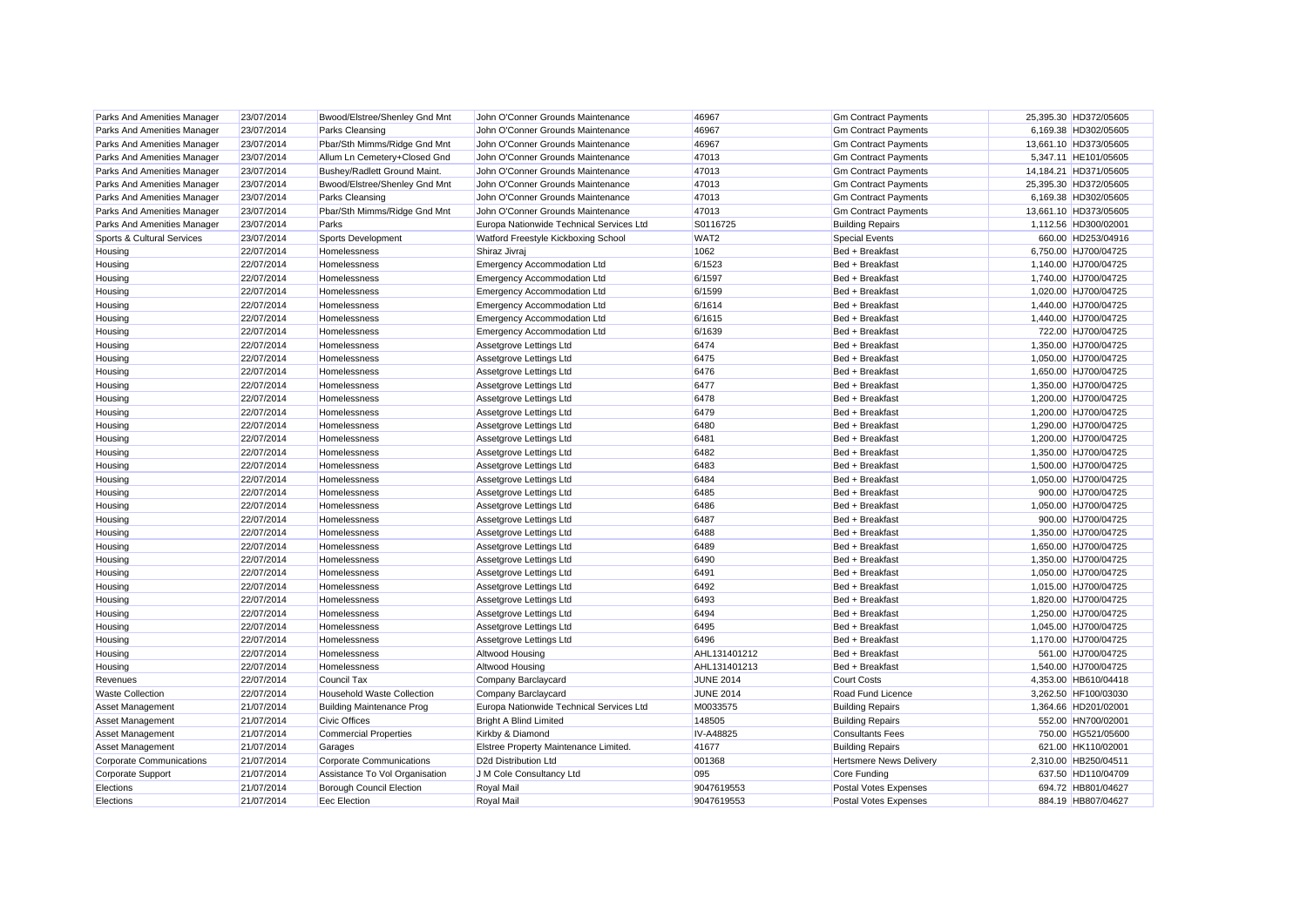| Parks And Amenities Manager | 23/07/2014 | Bwood/Elstree/Shenley Gnd Mnt | John O'Conner Grounds Maintenance | 46967 | Gm Contract Payments | 25,395.30 | HD372/05605 |
|---|---|---|---|---|---|---|---|
| Parks And Amenities Manager | 23/07/2014 | Parks Cleansing | John O'Conner Grounds Maintenance | 46967 | Gm Contract Payments | 6,169.38 | HD302/05605 |
| Parks And Amenities Manager | 23/07/2014 | Pbar/Sth Mimms/Ridge Gnd Mnt | John O'Conner Grounds Maintenance | 46967 | Gm Contract Payments | 13,661.10 | HD373/05605 |
| Parks And Amenities Manager | 23/07/2014 | Allum Ln Cemetery+Closed Gnd | John O'Conner Grounds Maintenance | 47013 | Gm Contract Payments | 5,347.11 | HE101/05605 |
| Parks And Amenities Manager | 23/07/2014 | Bushey/Radlett Ground Maint. | John O'Conner Grounds Maintenance | 47013 | Gm Contract Payments | 14,184.21 | HD371/05605 |
| Parks And Amenities Manager | 23/07/2014 | Bwood/Elstree/Shenley Gnd Mnt | John O'Conner Grounds Maintenance | 47013 | Gm Contract Payments | 25,395.30 | HD372/05605 |
| Parks And Amenities Manager | 23/07/2014 | Parks Cleansing | John O'Conner Grounds Maintenance | 47013 | Gm Contract Payments | 6,169.38 | HD302/05605 |
| Parks And Amenities Manager | 23/07/2014 | Pbar/Sth Mimms/Ridge Gnd Mnt | John O'Conner Grounds Maintenance | 47013 | Gm Contract Payments | 13,661.10 | HD373/05605 |
| Parks And Amenities Manager | 23/07/2014 | Parks | Europa Nationwide Technical Services Ltd | S0116725 | Building Repairs | 1,112.56 | HD300/02001 |
| Sports & Cultural Services | 23/07/2014 | Sports Development | Watford Freestyle Kickboxing School | WAT2 | Special Events | 660.00 | HD253/04916 |
| Housing | 22/07/2014 | Homelessness | Shiraz Jivraj | 1062 | Bed + Breakfast | 6,750.00 | HJ700/04725 |
| Housing | 22/07/2014 | Homelessness | Emergency Accommodation Ltd | 6/1523 | Bed + Breakfast | 1,140.00 | HJ700/04725 |
| Housing | 22/07/2014 | Homelessness | Emergency Accommodation Ltd | 6/1597 | Bed + Breakfast | 1,740.00 | HJ700/04725 |
| Housing | 22/07/2014 | Homelessness | Emergency Accommodation Ltd | 6/1599 | Bed + Breakfast | 1,020.00 | HJ700/04725 |
| Housing | 22/07/2014 | Homelessness | Emergency Accommodation Ltd | 6/1614 | Bed + Breakfast | 1,440.00 | HJ700/04725 |
| Housing | 22/07/2014 | Homelessness | Emergency Accommodation Ltd | 6/1615 | Bed + Breakfast | 1,440.00 | HJ700/04725 |
| Housing | 22/07/2014 | Homelessness | Emergency Accommodation Ltd | 6/1639 | Bed + Breakfast | 722.00 | HJ700/04725 |
| Housing | 22/07/2014 | Homelessness | Assetgrove Lettings Ltd | 6474 | Bed + Breakfast | 1,350.00 | HJ700/04725 |
| Housing | 22/07/2014 | Homelessness | Assetgrove Lettings Ltd | 6475 | Bed + Breakfast | 1,050.00 | HJ700/04725 |
| Housing | 22/07/2014 | Homelessness | Assetgrove Lettings Ltd | 6476 | Bed + Breakfast | 1,650.00 | HJ700/04725 |
| Housing | 22/07/2014 | Homelessness | Assetgrove Lettings Ltd | 6477 | Bed + Breakfast | 1,350.00 | HJ700/04725 |
| Housing | 22/07/2014 | Homelessness | Assetgrove Lettings Ltd | 6478 | Bed + Breakfast | 1,200.00 | HJ700/04725 |
| Housing | 22/07/2014 | Homelessness | Assetgrove Lettings Ltd | 6479 | Bed + Breakfast | 1,200.00 | HJ700/04725 |
| Housing | 22/07/2014 | Homelessness | Assetgrove Lettings Ltd | 6480 | Bed + Breakfast | 1,290.00 | HJ700/04725 |
| Housing | 22/07/2014 | Homelessness | Assetgrove Lettings Ltd | 6481 | Bed + Breakfast | 1,200.00 | HJ700/04725 |
| Housing | 22/07/2014 | Homelessness | Assetgrove Lettings Ltd | 6482 | Bed + Breakfast | 1,350.00 | HJ700/04725 |
| Housing | 22/07/2014 | Homelessness | Assetgrove Lettings Ltd | 6483 | Bed + Breakfast | 1,500.00 | HJ700/04725 |
| Housing | 22/07/2014 | Homelessness | Assetgrove Lettings Ltd | 6484 | Bed + Breakfast | 1,050.00 | HJ700/04725 |
| Housing | 22/07/2014 | Homelessness | Assetgrove Lettings Ltd | 6485 | Bed + Breakfast | 900.00 | HJ700/04725 |
| Housing | 22/07/2014 | Homelessness | Assetgrove Lettings Ltd | 6486 | Bed + Breakfast | 1,050.00 | HJ700/04725 |
| Housing | 22/07/2014 | Homelessness | Assetgrove Lettings Ltd | 6487 | Bed + Breakfast | 900.00 | HJ700/04725 |
| Housing | 22/07/2014 | Homelessness | Assetgrove Lettings Ltd | 6488 | Bed + Breakfast | 1,350.00 | HJ700/04725 |
| Housing | 22/07/2014 | Homelessness | Assetgrove Lettings Ltd | 6489 | Bed + Breakfast | 1,650.00 | HJ700/04725 |
| Housing | 22/07/2014 | Homelessness | Assetgrove Lettings Ltd | 6490 | Bed + Breakfast | 1,350.00 | HJ700/04725 |
| Housing | 22/07/2014 | Homelessness | Assetgrove Lettings Ltd | 6491 | Bed + Breakfast | 1,050.00 | HJ700/04725 |
| Housing | 22/07/2014 | Homelessness | Assetgrove Lettings Ltd | 6492 | Bed + Breakfast | 1,015.00 | HJ700/04725 |
| Housing | 22/07/2014 | Homelessness | Assetgrove Lettings Ltd | 6493 | Bed + Breakfast | 1,820.00 | HJ700/04725 |
| Housing | 22/07/2014 | Homelessness | Assetgrove Lettings Ltd | 6494 | Bed + Breakfast | 1,250.00 | HJ700/04725 |
| Housing | 22/07/2014 | Homelessness | Assetgrove Lettings Ltd | 6495 | Bed + Breakfast | 1,045.00 | HJ700/04725 |
| Housing | 22/07/2014 | Homelessness | Assetgrove Lettings Ltd | 6496 | Bed + Breakfast | 1,170.00 | HJ700/04725 |
| Housing | 22/07/2014 | Homelessness | Altwood Housing | AHL131401212 | Bed + Breakfast | 561.00 | HJ700/04725 |
| Housing | 22/07/2014 | Homelessness | Altwood Housing | AHL131401213 | Bed + Breakfast | 1,540.00 | HJ700/04725 |
| Revenues | 22/07/2014 | Council Tax | Company Barclaycard | JUNE 2014 | Court Costs | 4,353.00 | HB610/04418 |
| Waste Collection | 22/07/2014 | Household Waste Collection | Company Barclaycard | JUNE 2014 | Road Fund Licence | 3,262.50 | HF100/03030 |
| Asset Management | 21/07/2014 | Building Maintenance Prog | Europa Nationwide Technical Services Ltd | M0033575 | Building Repairs | 1,364.66 | HD201/02001 |
| Asset Management | 21/07/2014 | Civic Offices | Bright A Blind Limited | 148505 | Building Repairs | 552.00 | HN700/02001 |
| Asset Management | 21/07/2014 | Commercial Properties | Kirkby & Diamond | IV-A48825 | Consultants Fees | 750.00 | HG521/05600 |
| Asset Management | 21/07/2014 | Garages | Elstree Property Maintenance Limited. | 41677 | Building Repairs | 621.00 | HK110/02001 |
| Corporate Communications | 21/07/2014 | Corporate Communications | D2d Distribution Ltd | 001368 | Hertsmere News Delivery | 2,310.00 | HB250/04511 |
| Corporate Support | 21/07/2014 | Assistance To Vol Organisation | J M Cole Consultancy Ltd | 095 | Core Funding | 637.50 | HD110/04709 |
| Elections | 21/07/2014 | Borough Council Election | Royal Mail | 9047619553 | Postal Votes Expenses | 694.72 | HB801/04627 |
| Elections | 21/07/2014 | Eec Election | Royal Mail | 9047619553 | Postal Votes Expenses | 884.19 | HB807/04627 |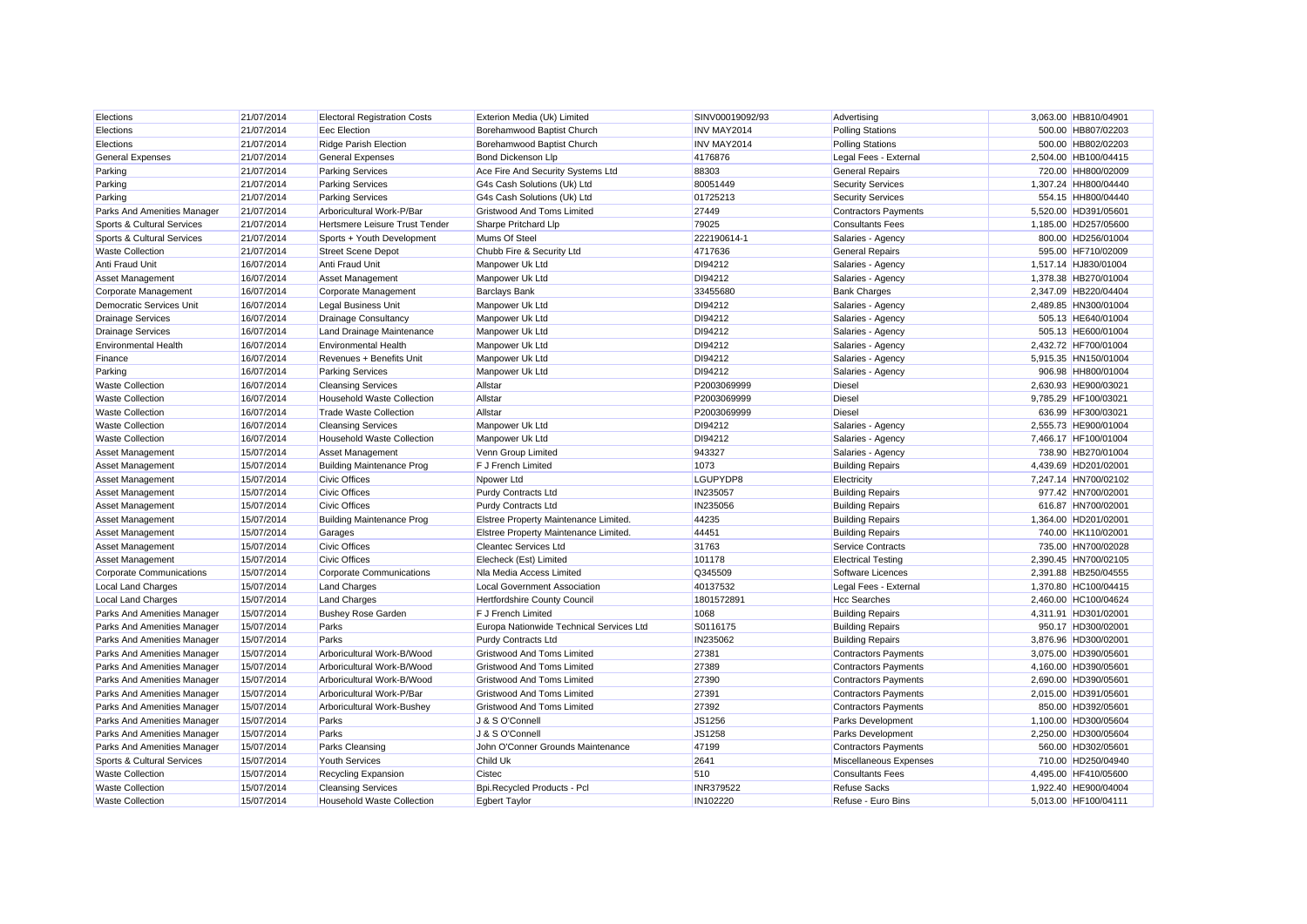| Elections | 21/07/2014 | Electoral Registration Costs | Exterion Media (Uk) Limited | SINV00019092/93 | Advertising | 3,063.00 | HB810/04901 |
|---|---|---|---|---|---|---|---|
| Elections | 21/07/2014 | Eec Election | Borehamwood Baptist Church | INV MAY2014 | Polling Stations | 500.00 | HB807/02203 |
| Elections | 21/07/2014 | Ridge Parish Election | Borehamwood Baptist Church | INV MAY2014 | Polling Stations | 500.00 | HB802/02203 |
| General Expenses | 21/07/2014 | General Expenses | Bond Dickenson Llp | 4176876 | Legal Fees - External | 2,504.00 | HB100/04415 |
| Parking | 21/07/2014 | Parking Services | Ace Fire And Security Systems Ltd | 88303 | General Repairs | 720.00 | HH800/02009 |
| Parking | 21/07/2014 | Parking Services | G4s Cash Solutions (Uk) Ltd | 80051449 | Security Services | 1,307.24 | HH800/04440 |
| Parking | 21/07/2014 | Parking Services | G4s Cash Solutions (Uk) Ltd | 01725213 | Security Services | 554.15 | HH800/04440 |
| Parks And Amenities Manager | 21/07/2014 | Arboricultural Work-P/Bar | Gristwood And Toms Limited | 27449 | Contractors Payments | 5,520.00 | HD391/05601 |
| Sports & Cultural Services | 21/07/2014 | Hertsmere Leisure Trust Tender | Sharpe Pritchard Llp | 79025 | Consultants Fees | 1,185.00 | HD257/05600 |
| Sports & Cultural Services | 21/07/2014 | Sports + Youth Development | Mums Of Steel | 222190614-1 | Salaries - Agency | 800.00 | HD256/01004 |
| Waste Collection | 21/07/2014 | Street Scene Depot | Chubb Fire & Security Ltd | 4717636 | General Repairs | 595.00 | HF710/02009 |
| Anti Fraud Unit | 16/07/2014 | Anti Fraud Unit | Manpower Uk Ltd | DI94212 | Salaries - Agency | 1,517.14 | HJ830/01004 |
| Asset Management | 16/07/2014 | Asset Management | Manpower Uk Ltd | DI94212 | Salaries - Agency | 1,378.38 | HB270/01004 |
| Corporate Management | 16/07/2014 | Corporate Management | Barclays Bank | 33455680 | Bank Charges | 2,347.09 | HB220/04404 |
| Democratic Services Unit | 16/07/2014 | Legal Business Unit | Manpower Uk Ltd | DI94212 | Salaries - Agency | 2,489.85 | HN300/01004 |
| Drainage Services | 16/07/2014 | Drainage Consultancy | Manpower Uk Ltd | DI94212 | Salaries - Agency | 505.13 | HE640/01004 |
| Drainage Services | 16/07/2014 | Land Drainage Maintenance | Manpower Uk Ltd | DI94212 | Salaries - Agency | 505.13 | HE600/01004 |
| Environmental Health | 16/07/2014 | Environmental Health | Manpower Uk Ltd | DI94212 | Salaries - Agency | 2,432.72 | HF700/01004 |
| Finance | 16/07/2014 | Revenues + Benefits Unit | Manpower Uk Ltd | DI94212 | Salaries - Agency | 5,915.35 | HN150/01004 |
| Parking | 16/07/2014 | Parking Services | Manpower Uk Ltd | DI94212 | Salaries - Agency | 906.98 | HH800/01004 |
| Waste Collection | 16/07/2014 | Cleansing Services | Allstar | P2003069999 | Diesel | 2,630.93 | HE900/03021 |
| Waste Collection | 16/07/2014 | Household Waste Collection | Allstar | P2003069999 | Diesel | 9,785.29 | HF100/03021 |
| Waste Collection | 16/07/2014 | Trade Waste Collection | Allstar | P2003069999 | Diesel | 636.99 | HF300/03021 |
| Waste Collection | 16/07/2014 | Cleansing Services | Manpower Uk Ltd | DI94212 | Salaries - Agency | 2,555.73 | HE900/01004 |
| Waste Collection | 16/07/2014 | Household Waste Collection | Manpower Uk Ltd | DI94212 | Salaries - Agency | 7,466.17 | HF100/01004 |
| Asset Management | 15/07/2014 | Asset Management | Venn Group Limited | 943327 | Salaries - Agency | 738.90 | HB270/01004 |
| Asset Management | 15/07/2014 | Building Maintenance Prog | F J French Limited | 1073 | Building Repairs | 4,439.69 | HD201/02001 |
| Asset Management | 15/07/2014 | Civic Offices | Npower Ltd | LGUPYDP8 | Electricity | 7,247.14 | HN700/02102 |
| Asset Management | 15/07/2014 | Civic Offices | Purdy Contracts Ltd | IN235057 | Building Repairs | 977.42 | HN700/02001 |
| Asset Management | 15/07/2014 | Civic Offices | Purdy Contracts Ltd | IN235056 | Building Repairs | 616.87 | HN700/02001 |
| Asset Management | 15/07/2014 | Building Maintenance Prog | Elstree Property Maintenance Limited. | 44235 | Building Repairs | 1,364.00 | HD201/02001 |
| Asset Management | 15/07/2014 | Garages | Elstree Property Maintenance Limited. | 44451 | Building Repairs | 740.00 | HK110/02001 |
| Asset Management | 15/07/2014 | Civic Offices | Cleantec Services Ltd | 31763 | Service Contracts | 735.00 | HN700/02028 |
| Asset Management | 15/07/2014 | Civic Offices | Elecheck (Est) Limited | 101178 | Electrical Testing | 2,390.45 | HN700/02105 |
| Corporate Communications | 15/07/2014 | Corporate Communications | Nla Media Access Limited | Q345509 | Software Licences | 2,391.88 | HB250/04555 |
| Local Land Charges | 15/07/2014 | Land Charges | Local Government Association | 40137532 | Legal Fees - External | 1,370.80 | HC100/04415 |
| Local Land Charges | 15/07/2014 | Land Charges | Hertfordshire County Council | 1801572891 | Hcc Searches | 2,460.00 | HC100/04624 |
| Parks And Amenities Manager | 15/07/2014 | Bushey Rose Garden | F J French Limited | 1068 | Building Repairs | 4,311.91 | HD301/02001 |
| Parks And Amenities Manager | 15/07/2014 | Parks | Europa Nationwide Technical Services Ltd | S0116175 | Building Repairs | 950.17 | HD300/02001 |
| Parks And Amenities Manager | 15/07/2014 | Parks | Purdy Contracts Ltd | IN235062 | Building Repairs | 3,876.96 | HD300/02001 |
| Parks And Amenities Manager | 15/07/2014 | Arboricultural Work-B/Wood | Gristwood And Toms Limited | 27381 | Contractors Payments | 3,075.00 | HD390/05601 |
| Parks And Amenities Manager | 15/07/2014 | Arboricultural Work-B/Wood | Gristwood And Toms Limited | 27389 | Contractors Payments | 4,160.00 | HD390/05601 |
| Parks And Amenities Manager | 15/07/2014 | Arboricultural Work-B/Wood | Gristwood And Toms Limited | 27390 | Contractors Payments | 2,690.00 | HD390/05601 |
| Parks And Amenities Manager | 15/07/2014 | Arboricultural Work-P/Bar | Gristwood And Toms Limited | 27391 | Contractors Payments | 2,015.00 | HD391/05601 |
| Parks And Amenities Manager | 15/07/2014 | Arboricultural Work-Bushey | Gristwood And Toms Limited | 27392 | Contractors Payments | 850.00 | HD392/05601 |
| Parks And Amenities Manager | 15/07/2014 | Parks | J & S O'Connell | JS1256 | Parks Development | 1,100.00 | HD300/05604 |
| Parks And Amenities Manager | 15/07/2014 | Parks | J & S O'Connell | JS1258 | Parks Development | 2,250.00 | HD300/05604 |
| Parks And Amenities Manager | 15/07/2014 | Parks Cleansing | John O'Conner Grounds Maintenance | 47199 | Contractors Payments | 560.00 | HD302/05601 |
| Sports & Cultural Services | 15/07/2014 | Youth Services | Child Uk | 2641 | Miscellaneous Expenses | 710.00 | HD250/04940 |
| Waste Collection | 15/07/2014 | Recycling Expansion | Cistec | 510 | Consultants Fees | 4,495.00 | HF410/05600 |
| Waste Collection | 15/07/2014 | Cleansing Services | Bpi.Recycled Products - Pcl | INR379522 | Refuse Sacks | 1,922.40 | HE900/04004 |
| Waste Collection | 15/07/2014 | Household Waste Collection | Egbert Taylor | IN102220 | Refuse - Euro Bins | 5,013.00 | HF100/04111 |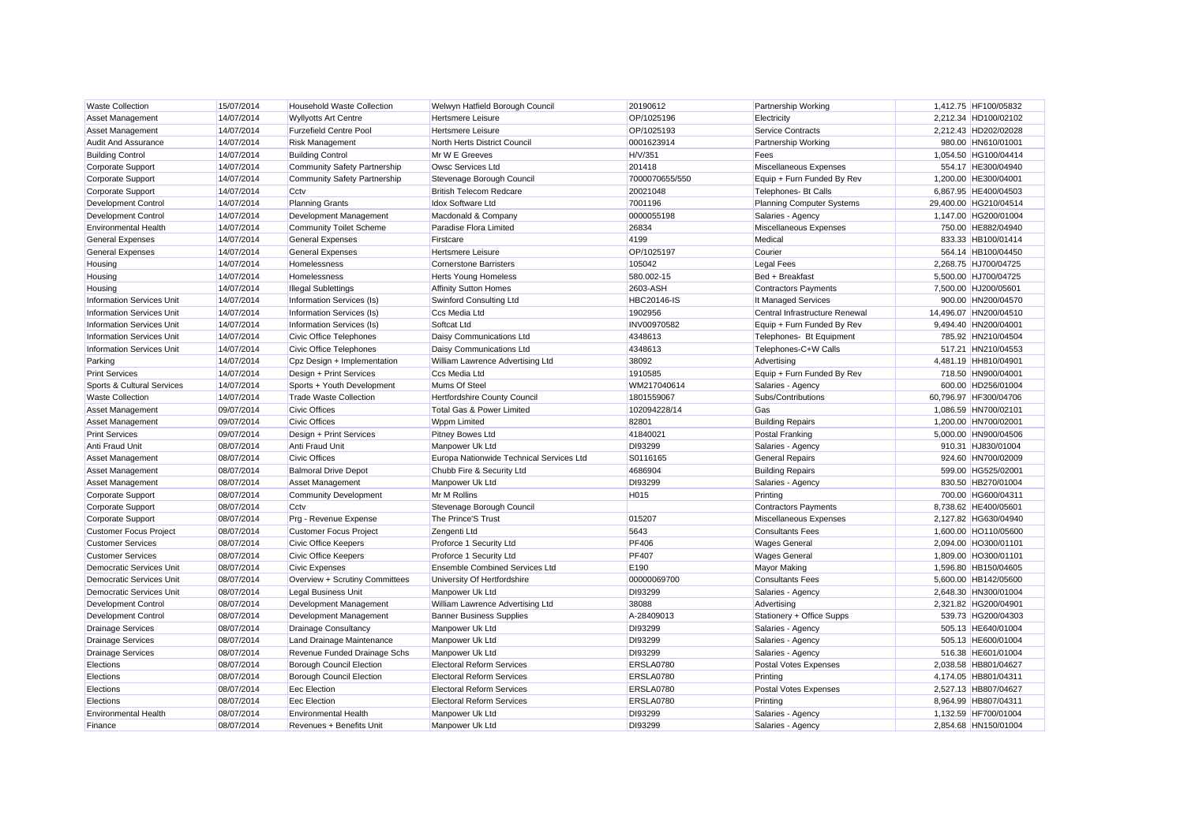| Waste Collection | 15/07/2014 | Household Waste Collection | Welwyn Hatfield Borough Council | 20190612 | Partnership Working | 1,412.75 | HF100/05832 |
|---|---|---|---|---|---|---|---|
| Asset Management | 14/07/2014 | Wyllyotts Art Centre | Hertsmere Leisure | OP/1025196 | Electricity | 2,212.34 | HD100/02102 |
| Asset Management | 14/07/2014 | Furzefield Centre Pool | Hertsmere Leisure | OP/1025193 | Service Contracts | 2,212.43 | HD202/02028 |
| Audit And Assurance | 14/07/2014 | Risk Management | North Herts District Council | 0001623914 | Partnership Working | 980.00 | HN610/01001 |
| Building Control | 14/07/2014 | Building Control | Mr W E Greeves | H/V/351 | Fees | 1,054.50 | HG100/04414 |
| Corporate Support | 14/07/2014 | Community Safety Partnership | Owsc Services Ltd | 201418 | Miscellaneous Expenses | 554.17 | HE300/04940 |
| Corporate Support | 14/07/2014 | Community Safety Partnership | Stevenage Borough Council | 7000070655/550 | Equip + Furn Funded By Rev | 1,200.00 | HE300/04001 |
| Corporate Support | 14/07/2014 | Cctv | British Telecom Redcare | 20021048 | Telephones- Bt Calls | 6,867.95 | HE400/04503 |
| Development Control | 14/07/2014 | Planning Grants | Idox Software Ltd | 7001196 | Planning Computer Systems | 29,400.00 | HG210/04514 |
| Development Control | 14/07/2014 | Development Management | Macdonald & Company | 0000055198 | Salaries - Agency | 1,147.00 | HG200/01004 |
| Environmental Health | 14/07/2014 | Community Toilet Scheme | Paradise Flora Limited | 26834 | Miscellaneous Expenses | 750.00 | HE882/04940 |
| General Expenses | 14/07/2014 | General Expenses | Firstcare | 4199 | Medical | 833.33 | HB100/01414 |
| General Expenses | 14/07/2014 | General Expenses | Hertsmere Leisure | OP/1025197 | Courier | 564.14 | HB100/04450 |
| Housing | 14/07/2014 | Homelessness | Cornerstone Barristers | 105042 | Legal Fees | 2,268.75 | HJ700/04725 |
| Housing | 14/07/2014 | Homelessness | Herts Young Homeless | 580.002-15 | Bed + Breakfast | 5,500.00 | HJ700/04725 |
| Housing | 14/07/2014 | Illegal Sublettings | Affinity Sutton Homes | 2603-ASH | Contractors Payments | 7,500.00 | HJ200/05601 |
| Information Services Unit | 14/07/2014 | Information Services (Is) | Swinford Consulting Ltd | HBC20146-IS | It Managed Services | 900.00 | HN200/04570 |
| Information Services Unit | 14/07/2014 | Information Services (Is) | Ccs Media Ltd | 1902956 | Central Infrastructure Renewal | 14,496.07 | HN200/04510 |
| Information Services Unit | 14/07/2014 | Information Services (Is) | Softcat Ltd | INV00970582 | Equip + Furn Funded By Rev | 9,494.40 | HN200/04001 |
| Information Services Unit | 14/07/2014 | Civic Office Telephones | Daisy Communications Ltd | 4348613 | Telephones- Bt Equipment | 785.92 | HN210/04504 |
| Information Services Unit | 14/07/2014 | Civic Office Telephones | Daisy Communications Ltd | 4348613 | Telephones-C+W Calls | 517.21 | HN210/04553 |
| Parking | 14/07/2014 | Cpz Design + Implementation | William Lawrence Advertising Ltd | 38092 | Advertising | 4,481.19 | HH810/04901 |
| Print Services | 14/07/2014 | Design + Print Services | Ccs Media Ltd | 1910585 | Equip + Furn Funded By Rev | 718.50 | HN900/04001 |
| Sports & Cultural Services | 14/07/2014 | Sports + Youth Development | Mums Of Steel | WM217040614 | Salaries - Agency | 600.00 | HD256/01004 |
| Waste Collection | 14/07/2014 | Trade Waste Collection | Hertfordshire County Council | 1801559067 | Subs/Contributions | 60,796.97 | HF300/04706 |
| Asset Management | 09/07/2014 | Civic Offices | Total Gas & Power Limited | 102094228/14 | Gas | 1,086.59 | HN700/02101 |
| Asset Management | 09/07/2014 | Civic Offices | Wppm Limited | 82801 | Building Repairs | 1,200.00 | HN700/02001 |
| Print Services | 09/07/2014 | Design + Print Services | Pitney Bowes Ltd | 41840021 | Postal Franking | 5,000.00 | HN900/04506 |
| Anti Fraud Unit | 08/07/2014 | Anti Fraud Unit | Manpower Uk Ltd | DI93299 | Salaries - Agency | 910.31 | HJ830/01004 |
| Asset Management | 08/07/2014 | Civic Offices | Europa Nationwide Technical Services Ltd | S0116165 | General Repairs | 924.60 | HN700/02009 |
| Asset Management | 08/07/2014 | Balmoral Drive Depot | Chubb Fire & Security Ltd | 4686904 | Building Repairs | 599.00 | HG525/02001 |
| Asset Management | 08/07/2014 | Asset Management | Manpower Uk Ltd | DI93299 | Salaries - Agency | 830.50 | HB270/01004 |
| Corporate Support | 08/07/2014 | Community Development | Mr M Rollins | H015 | Printing | 700.00 | HG600/04311 |
| Corporate Support | 08/07/2014 | Cctv | Stevenage Borough Council | | Contractors Payments | 8,738.62 | HE400/05601 |
| Corporate Support | 08/07/2014 | Prg - Revenue Expense | The Prince'S Trust | 015207 | Miscellaneous Expenses | 2,127.82 | HG630/04940 |
| Customer Focus Project | 08/07/2014 | Customer Focus Project | Zengenti Ltd | 5643 | Consultants Fees | 1,600.00 | HO110/05600 |
| Customer Services | 08/07/2014 | Civic Office Keepers | Proforce 1 Security Ltd | PF406 | Wages General | 2,094.00 | HO300/01101 |
| Customer Services | 08/07/2014 | Civic Office Keepers | Proforce 1 Security Ltd | PF407 | Wages General | 1,809.00 | HO300/01101 |
| Democratic Services Unit | 08/07/2014 | Civic Expenses | Ensemble Combined Services Ltd | E190 | Mayor Making | 1,596.80 | HB150/04605 |
| Democratic Services Unit | 08/07/2014 | Overview + Scrutiny Committees | University Of Hertfordshire | 00000069700 | Consultants Fees | 5,600.00 | HB142/05600 |
| Democratic Services Unit | 08/07/2014 | Legal Business Unit | Manpower Uk Ltd | DI93299 | Salaries - Agency | 2,648.30 | HN300/01004 |
| Development Control | 08/07/2014 | Development Management | William Lawrence Advertising Ltd | 38088 | Advertising | 2,321.82 | HG200/04901 |
| Development Control | 08/07/2014 | Development Management | Banner Business Supplies | A-28409013 | Stationery + Office Supps | 539.73 | HG200/04303 |
| Drainage Services | 08/07/2014 | Drainage Consultancy | Manpower Uk Ltd | DI93299 | Salaries - Agency | 505.13 | HE640/01004 |
| Drainage Services | 08/07/2014 | Land Drainage Maintenance | Manpower Uk Ltd | DI93299 | Salaries - Agency | 505.13 | HE600/01004 |
| Drainage Services | 08/07/2014 | Revenue Funded Drainage Schs | Manpower Uk Ltd | DI93299 | Salaries - Agency | 516.38 | HE601/01004 |
| Elections | 08/07/2014 | Borough Council Election | Electoral Reform Services | ERSLA0780 | Postal Votes Expenses | 2,038.58 | HB801/04627 |
| Elections | 08/07/2014 | Borough Council Election | Electoral Reform Services | ERSLA0780 | Printing | 4,174.05 | HB801/04311 |
| Elections | 08/07/2014 | Eec Election | Electoral Reform Services | ERSLA0780 | Postal Votes Expenses | 2,527.13 | HB807/04627 |
| Elections | 08/07/2014 | Eec Election | Electoral Reform Services | ERSLA0780 | Printing | 8,964.99 | HB807/04311 |
| Environmental Health | 08/07/2014 | Environmental Health | Manpower Uk Ltd | DI93299 | Salaries - Agency | 1,132.59 | HF700/01004 |
| Finance | 08/07/2014 | Revenues + Benefits Unit | Manpower Uk Ltd | DI93299 | Salaries - Agency | 2,854.68 | HN150/01004 |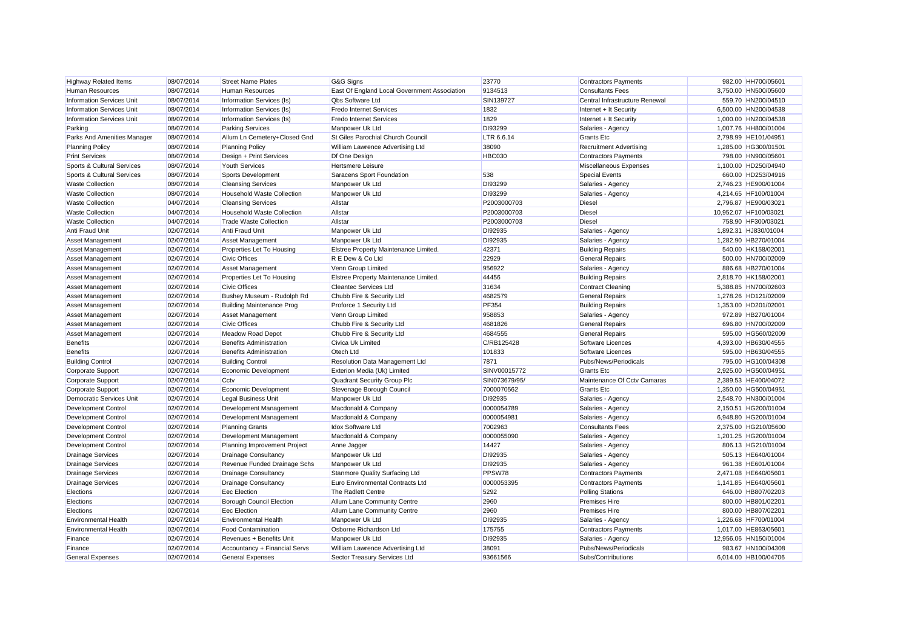| | | | | | | | |
|---|---|---|---|---|---|---|---|
| Highway Related Items | 08/07/2014 | Street Name Plates | G&G Signs | 23770 | Contractors Payments | 982.00 | HH700/05601 |
| Human Resources | 08/07/2014 | Human Resources | East Of England Local Government Association | 9134513 | Consultants Fees | 3,750.00 | HN500/05600 |
| Information Services Unit | 08/07/2014 | Information Services (Is) | Qbs Software Ltd | SIN139727 | Central Infrastructure Renewal | 559.70 | HN200/04510 |
| Information Services Unit | 08/07/2014 | Information Services (Is) | Fredo Internet Services | 1832 | Internet + It Security | 6,500.00 | HN200/04538 |
| Information Services Unit | 08/07/2014 | Information Services (Is) | Fredo Internet Services | 1829 | Internet + It Security | 1,000.00 | HN200/04538 |
| Parking | 08/07/2014 | Parking Services | Manpower Uk Ltd | DI93299 | Salaries - Agency | 1,007.76 | HH800/01004 |
| Parks And Amenities Manager | 08/07/2014 | Allum Ln Cemetery+Closed Gnd | St Giles Parochial Church Council | LTR 6.6.14 | Grants Etc | 2,798.99 | HE101/04951 |
| Planning Policy | 08/07/2014 | Planning Policy | William Lawrence Advertising Ltd | 38090 | Recruitment Advertising | 1,285.00 | HG300/01501 |
| Print Services | 08/07/2014 | Design + Print Services | Df One Design | HBC030 | Contractors Payments | 798.00 | HN900/05601 |
| Sports & Cultural Services | 08/07/2014 | Youth Services | Hertsmere Leisure | | Miscellaneous Expenses | 1,100.00 | HD250/04940 |
| Sports & Cultural Services | 08/07/2014 | Sports Development | Saracens Sport Foundation | 538 | Special Events | 660.00 | HD253/04916 |
| Waste Collection | 08/07/2014 | Cleansing Services | Manpower Uk Ltd | DI93299 | Salaries - Agency | 2,746.23 | HE900/01004 |
| Waste Collection | 08/07/2014 | Household Waste Collection | Manpower Uk Ltd | DI93299 | Salaries - Agency | 4,214.65 | HF100/01004 |
| Waste Collection | 04/07/2014 | Cleansing Services | Allstar | P2003000703 | Diesel | 2,796.87 | HE900/03021 |
| Waste Collection | 04/07/2014 | Household Waste Collection | Allstar | P2003000703 | Diesel | 10,952.07 | HF100/03021 |
| Waste Collection | 04/07/2014 | Trade Waste Collection | Allstar | P2003000703 | Diesel | 758.90 | HF300/03021 |
| Anti Fraud Unit | 02/07/2014 | Anti Fraud Unit | Manpower Uk Ltd | DI92935 | Salaries - Agency | 1,892.31 | HJ830/01004 |
| Asset Management | 02/07/2014 | Asset Management | Manpower Uk Ltd | DI92935 | Salaries - Agency | 1,282.90 | HB270/01004 |
| Asset Management | 02/07/2014 | Properties Let To Housing | Elstree Property Maintenance Limited. | 42371 | Building Repairs | 540.00 | HK158/02001 |
| Asset Management | 02/07/2014 | Civic Offices | R E Dew & Co Ltd | 22929 | General Repairs | 500.00 | HN700/02009 |
| Asset Management | 02/07/2014 | Asset Management | Venn Group Limited | 956922 | Salaries - Agency | 886.68 | HB270/01004 |
| Asset Management | 02/07/2014 | Properties Let To Housing | Elstree Property Maintenance Limited. | 44456 | Building Repairs | 2,818.70 | HK158/02001 |
| Asset Management | 02/07/2014 | Civic Offices | Cleantec Services Ltd | 31634 | Contract Cleaning | 5,388.85 | HN700/02603 |
| Asset Management | 02/07/2014 | Bushey Museum - Rudolph Rd | Chubb Fire & Security Ltd | 4682579 | General Repairs | 1,278.26 | HD121/02009 |
| Asset Management | 02/07/2014 | Building Maintenance Prog | Proforce 1 Security Ltd | PF354 | Building Repairs | 1,353.00 | HD201/02001 |
| Asset Management | 02/07/2014 | Asset Management | Venn Group Limited | 958853 | Salaries - Agency | 972.89 | HB270/01004 |
| Asset Management | 02/07/2014 | Civic Offices | Chubb Fire & Security Ltd | 4681826 | General Repairs | 696.80 | HN700/02009 |
| Asset Management | 02/07/2014 | Meadow Road Depot | Chubb Fire & Security Ltd | 4684555 | General Repairs | 595.00 | HG560/02009 |
| Benefits | 02/07/2014 | Benefits Administration | Civica Uk Limited | C/RB125428 | Software Licences | 4,393.00 | HB630/04555 |
| Benefits | 02/07/2014 | Benefits Administration | Otech Ltd | 101833 | Software Licences | 595.00 | HB630/04555 |
| Building Control | 02/07/2014 | Building Control | Resolution Data Management Ltd | 7871 | Pubs/News/Periodicals | 795.00 | HG100/04308 |
| Corporate Support | 02/07/2014 | Economic Development | Exterion Media (Uk) Limited | SINV00015772 | Grants Etc | 2,925.00 | HG500/04951 |
| Corporate Support | 02/07/2014 | Cctv | Quadrant Security Group Plc | SIN073679/95/ | Maintenance Of Cctv Camaras | 2,389.53 | HE400/04072 |
| Corporate Support | 02/07/2014 | Economic Development | Stevenage Borough Council | 7000070562 | Grants Etc | 1,350.00 | HG500/04951 |
| Democratic Services Unit | 02/07/2014 | Legal Business Unit | Manpower Uk Ltd | DI92935 | Salaries - Agency | 2,548.70 | HN300/01004 |
| Development Control | 02/07/2014 | Development Management | Macdonald & Company | 0000054789 | Salaries - Agency | 2,150.51 | HG200/01004 |
| Development Control | 02/07/2014 | Development Management | Macdonald & Company | 0000054981 | Salaries - Agency | 6,948.80 | HG200/01004 |
| Development Control | 02/07/2014 | Planning Grants | Idox Software Ltd | 7002963 | Consultants Fees | 2,375.00 | HG210/05600 |
| Development Control | 02/07/2014 | Development Management | Macdonald & Company | 0000055090 | Salaries - Agency | 1,201.25 | HG200/01004 |
| Development Control | 02/07/2014 | Planning Improvement Project | Anne Jagger | 14427 | Salaries - Agency | 806.13 | HG210/01004 |
| Drainage Services | 02/07/2014 | Drainage Consultancy | Manpower Uk Ltd | DI92935 | Salaries - Agency | 505.13 | HE640/01004 |
| Drainage Services | 02/07/2014 | Revenue Funded Drainage Schs | Manpower Uk Ltd | DI92935 | Salaries - Agency | 961.38 | HE601/01004 |
| Drainage Services | 02/07/2014 | Drainage Consultancy | Stanmore Quality Surfacing Ltd | PPSW78 | Contractors Payments | 2,471.08 | HE640/05601 |
| Drainage Services | 02/07/2014 | Drainage Consultancy | Euro Environmental Contracts Ltd | 0000053395 | Contractors Payments | 1,141.85 | HE640/05601 |
| Elections | 02/07/2014 | Eec Election | The Radlett Centre | 5292 | Polling Stations | 646.00 | HB807/02203 |
| Elections | 02/07/2014 | Borough Council Election | Allum Lane Community Centre | 2960 | Premises Hire | 800.00 | HB801/02201 |
| Elections | 02/07/2014 | Eec Election | Allum Lane Community Centre | 2960 | Premises Hire | 800.00 | HB807/02201 |
| Environmental Health | 02/07/2014 | Environmental Health | Manpower Uk Ltd | DI92935 | Salaries - Agency | 1,226.68 | HF700/01004 |
| Environmental Health | 02/07/2014 | Food Contamination | Osborne Richardson Ltd | 175755 | Contractors Payments | 1,017.00 | HE863/05601 |
| Finance | 02/07/2014 | Revenues + Benefits Unit | Manpower Uk Ltd | DI92935 | Salaries - Agency | 12,956.00 | HN150/01004 |
| Finance | 02/07/2014 | Accountancy + Financial Servs | William Lawrence Advertising Ltd | 38091 | Pubs/News/Periodicals | 983.67 | HN100/04308 |
| General Expenses | 02/07/2014 | General Expenses | Sector Treasury Services Ltd | 93661566 | Subs/Contributions | 6,014.00 | HB100/04706 |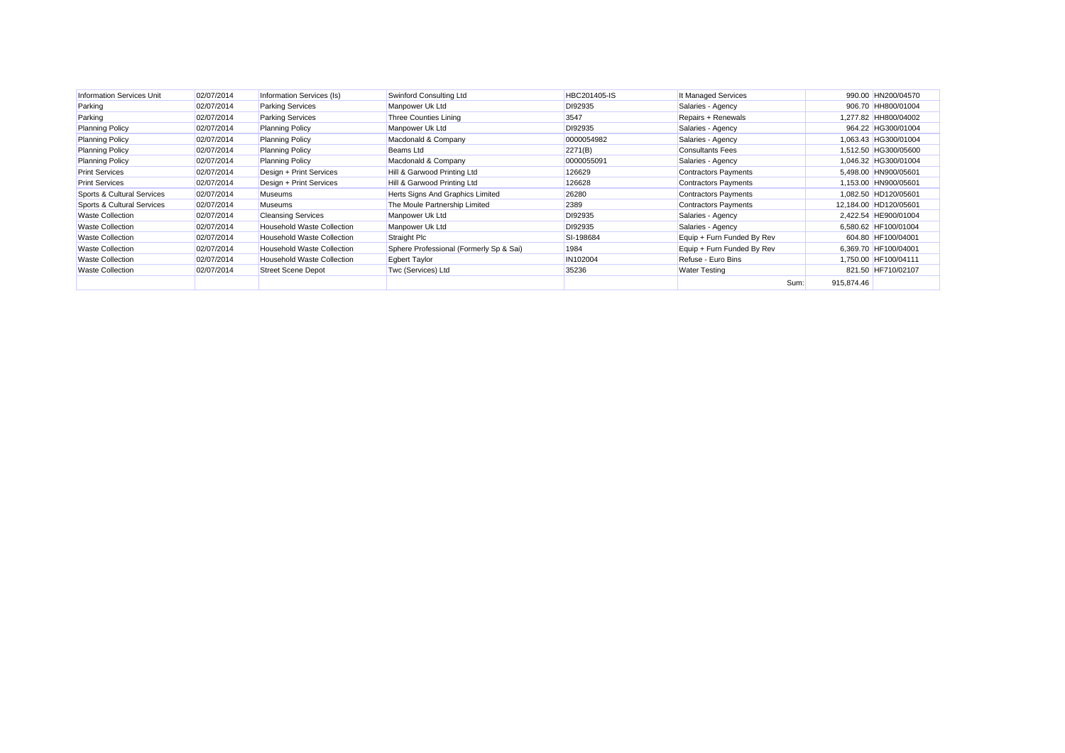| | | | | | | | |
|---|---|---|---|---|---|---|---|
| Information Services Unit | 02/07/2014 | Information Services (Is) | Swinford Consulting Ltd | HBC201405-IS | It Managed Services | 990.00 | HN200/04570 |
| Parking | 02/07/2014 | Parking Services | Manpower Uk Ltd | DI92935 | Salaries - Agency | 906.70 | HH800/01004 |
| Parking | 02/07/2014 | Parking Services | Three Counties Lining | 3547 | Repairs + Renewals | 1,277.82 | HH800/04002 |
| Planning Policy | 02/07/2014 | Planning Policy | Manpower Uk Ltd | DI92935 | Salaries - Agency | 964.22 | HG300/01004 |
| Planning Policy | 02/07/2014 | Planning Policy | Macdonald & Company | 0000054982 | Salaries - Agency | 1,063.43 | HG300/01004 |
| Planning Policy | 02/07/2014 | Planning Policy | Beams Ltd | 2271(B) | Consultants Fees | 1,512.50 | HG300/05600 |
| Planning Policy | 02/07/2014 | Planning Policy | Macdonald & Company | 0000055091 | Salaries - Agency | 1,046.32 | HG300/01004 |
| Print Services | 02/07/2014 | Design + Print Services | Hill & Garwood Printing Ltd | 126629 | Contractors Payments | 5,498.00 | HN900/05601 |
| Print Services | 02/07/2014 | Design + Print Services | Hill & Garwood Printing Ltd | 126628 | Contractors Payments | 1,153.00 | HN900/05601 |
| Sports & Cultural Services | 02/07/2014 | Museums | Herts Signs And Graphics Limited | 26280 | Contractors Payments | 1,082.50 | HD120/05601 |
| Sports & Cultural Services | 02/07/2014 | Museums | The Moule Partnership Limited | 2389 | Contractors Payments | 12,184.00 | HD120/05601 |
| Waste Collection | 02/07/2014 | Cleansing Services | Manpower Uk Ltd | DI92935 | Salaries - Agency | 2,422.54 | HE900/01004 |
| Waste Collection | 02/07/2014 | Household Waste Collection | Manpower Uk Ltd | DI92935 | Salaries - Agency | 6,580.62 | HF100/01004 |
| Waste Collection | 02/07/2014 | Household Waste Collection | Straight Plc | SI-198684 | Equip + Furn Funded By Rev | 604.80 | HF100/04001 |
| Waste Collection | 02/07/2014 | Household Waste Collection | Sphere Professional (Formerly Sp & Sai) | 1984 | Equip + Furn Funded By Rev | 6,369.70 | HF100/04001 |
| Waste Collection | 02/07/2014 | Household Waste Collection | Egbert Taylor | IN102004 | Refuse - Euro Bins | 1,750.00 | HF100/04111 |
| Waste Collection | 02/07/2014 | Street Scene Depot | Twc (Services) Ltd | 35236 | Water Testing | 821.50 | HF710/02107 |
| | | | | | Sum: | 915,874.46 | |